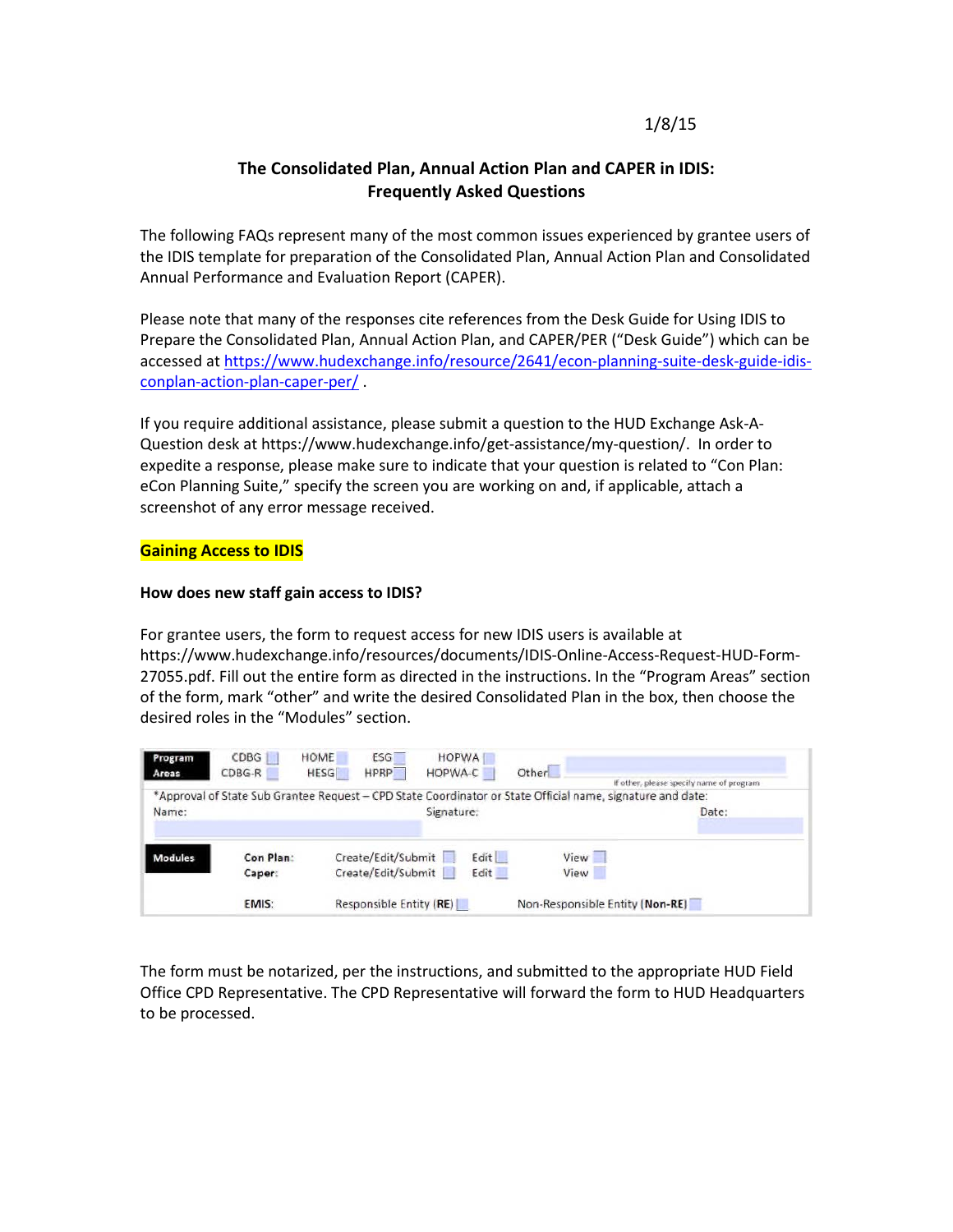1/8/15

# The Consolidated Plan, Annual Action Plan and CAPER in IDIS: Frequently Asked Questions

The following FAQs represent many of the most common issues experienced by grantee users of the IDIS template for preparation of the Consolidated Plan, Annual Action Plan and Consolidated Annual Performance and Evaluation Report (CAPER).

Please note that many of the responses cite references from the Desk Guide for Using IDIS to Prepare the Consolidated Plan, Annual Action Plan, and CAPER/PER ("Desk Guide") which can be accessed at https://www.hudexchange.info/resource/2641/econ-planning-suite-desk-guide-idis-conplan-action-plan-caper-per/ .

If you require additional assistance, please submit a question to the HUD Exchange Ask-A-Question desk at https://www.hudexchange.info/get-assistance/my-question/. In order to expedite a response, please make sure to indicate that your question is related to "Con Plan: eCon Planning Suite," specify the screen you are working on and, if applicable, attach a screenshot of any error message received.

## Gaining Access to IDIS

### How does new staff gain access to IDIS?

For grantee users, the form to request access for new IDIS users is available at https://www.hudexchange.info/resources/documents/IDIS-Online-Access-Request-HUD-Form-27055.pdf. Fill out the entire form as directed in the instructions. In the "Program Areas" section of the form, mark "other" and write the desired Consolidated Plan in the box, then choose the desired roles in the "Modules" section.

| Program Areas | CDBG ☐ | HOME ☐ | ESG ☐ | HOPWA ☐ | Other ☐ |
|---|---|---|---|---|---|
| | CDBG-R ☐ | HESG ☐ | HPRP ☐ | HOPWA-C ☐ | If other, please specify name of program |

*Approval of State Sub Grantee Request – CPD State Coordinator or State Official name, signature and date:
Name: Signature: Date:

| Modules | | | | |
|---|---|---|---|---|
| | Con Plan: | Create/Edit/Submit ☐ | Edit ☐ | View ☐ |
| | Caper: | Create/Edit/Submit ☐ | Edit ☐ | View ☐ |
| | EMIS: | Responsible Entity (RE) ☐ | Non-Responsible Entity (Non-RE) ☐ | |

The form must be notarized, per the instructions, and submitted to the appropriate HUD Field Office CPD Representative. The CPD Representative will forward the form to HUD Headquarters to be processed.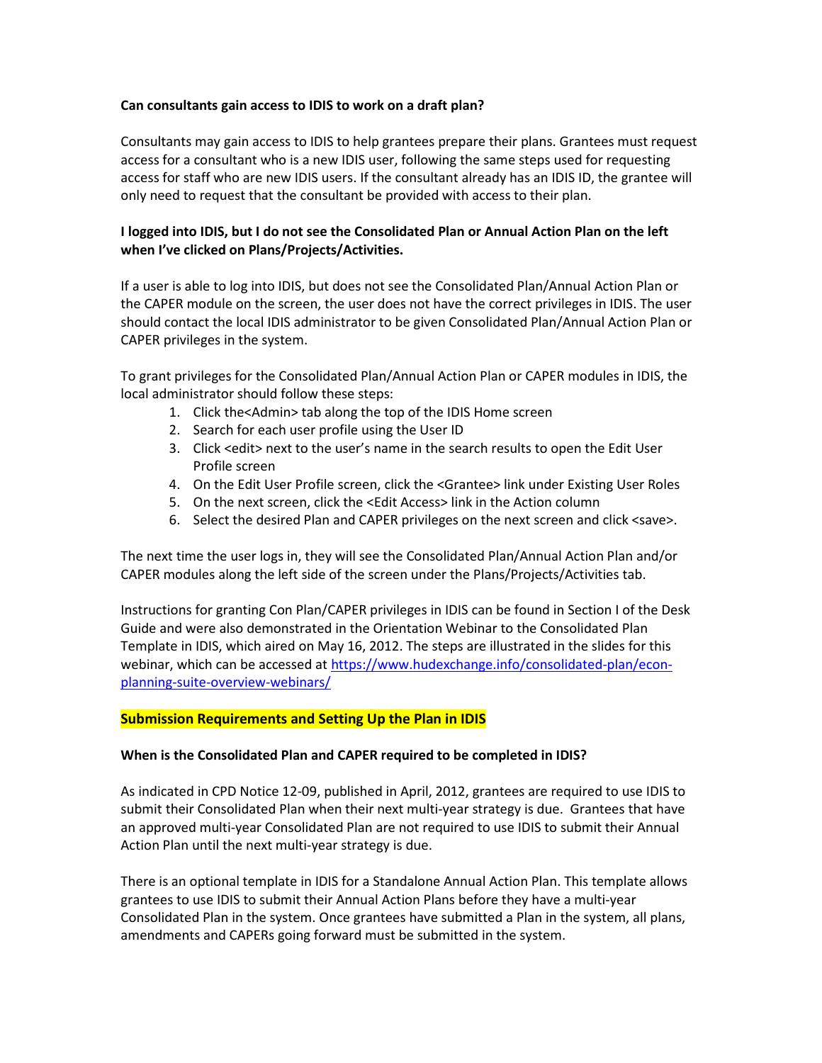**Can consultants gain access to IDIS to work on a draft plan?**

Consultants may gain access to IDIS to help grantees prepare their plans. Grantees must request access for a consultant who is a new IDIS user, following the same steps used for requesting access for staff who are new IDIS users. If the consultant already has an IDIS ID, the grantee will only need to request that the consultant be provided with access to their plan.

**I logged into IDIS, but I do not see the Consolidated Plan or Annual Action Plan on the left when I've clicked on Plans/Projects/Activities.**

If a user is able to log into IDIS, but does not see the Consolidated Plan/Annual Action Plan or the CAPER module on the screen, the user does not have the correct privileges in IDIS. The user should contact the local IDIS administrator to be given Consolidated Plan/Annual Action Plan or CAPER privileges in the system.

To grant privileges for the Consolidated Plan/Annual Action Plan or CAPER modules in IDIS, the local administrator should follow these steps:

1. Click the<Admin> tab along the top of the IDIS Home screen
2. Search for each user profile using the User ID
3. Click <edit> next to the user's name in the search results to open the Edit User Profile screen
4. On the Edit User Profile screen, click the <Grantee> link under Existing User Roles
5. On the next screen, click the <Edit Access> link in the Action column
6. Select the desired Plan and CAPER privileges on the next screen and click <save>.

The next time the user logs in, they will see the Consolidated Plan/Annual Action Plan and/or CAPER modules along the left side of the screen under the Plans/Projects/Activities tab.

Instructions for granting Con Plan/CAPER privileges in IDIS can be found in Section I of the Desk Guide and were also demonstrated in the Orientation Webinar to the Consolidated Plan Template in IDIS, which aired on May 16, 2012. The steps are illustrated in the slides for this webinar, which can be accessed at [https://www.hudexchange.info/consolidated-plan/econ-planning-suite-overview-webinars/](https://www.hudexchange.info/consolidated-plan/econ-planning-suite-overview-webinars/)

## Submission Requirements and Setting Up the Plan in IDIS

**When is the Consolidated Plan and CAPER required to be completed in IDIS?**

As indicated in CPD Notice 12-09, published in April, 2012, grantees are required to use IDIS to submit their Consolidated Plan when their next multi-year strategy is due. Grantees that have an approved multi-year Consolidated Plan are not required to use IDIS to submit their Annual Action Plan until the next multi-year strategy is due.

There is an optional template in IDIS for a Standalone Annual Action Plan. This template allows grantees to use IDIS to submit their Annual Action Plans before they have a multi-year Consolidated Plan in the system. Once grantees have submitted a Plan in the system, all plans, amendments and CAPERs going forward must be submitted in the system.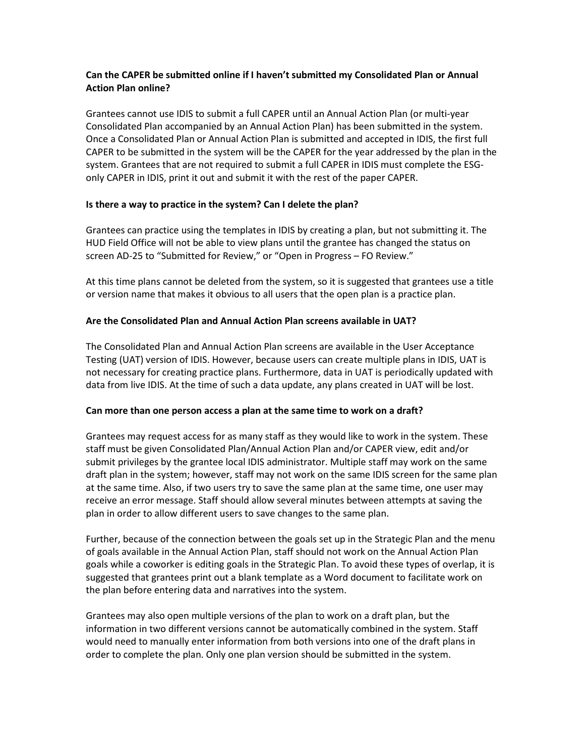**Can the CAPER be submitted online if I haven't submitted my Consolidated Plan or Annual Action Plan online?**

Grantees cannot use IDIS to submit a full CAPER until an Annual Action Plan (or multi-year Consolidated Plan accompanied by an Annual Action Plan) has been submitted in the system. Once a Consolidated Plan or Annual Action Plan is submitted and accepted in IDIS, the first full CAPER to be submitted in the system will be the CAPER for the year addressed by the plan in the system. Grantees that are not required to submit a full CAPER in IDIS must complete the ESG-only CAPER in IDIS, print it out and submit it with the rest of the paper CAPER.

**Is there a way to practice in the system? Can I delete the plan?**

Grantees can practice using the templates in IDIS by creating a plan, but not submitting it. The HUD Field Office will not be able to view plans until the grantee has changed the status on screen AD-25 to "Submitted for Review," or "Open in Progress – FO Review."

At this time plans cannot be deleted from the system, so it is suggested that grantees use a title or version name that makes it obvious to all users that the open plan is a practice plan.

**Are the Consolidated Plan and Annual Action Plan screens available in UAT?**

The Consolidated Plan and Annual Action Plan screens are available in the User Acceptance Testing (UAT) version of IDIS. However, because users can create multiple plans in IDIS, UAT is not necessary for creating practice plans. Furthermore, data in UAT is periodically updated with data from live IDIS. At the time of such a data update, any plans created in UAT will be lost.

**Can more than one person access a plan at the same time to work on a draft?**

Grantees may request access for as many staff as they would like to work in the system. These staff must be given Consolidated Plan/Annual Action Plan and/or CAPER view, edit and/or submit privileges by the grantee local IDIS administrator. Multiple staff may work on the same draft plan in the system; however, staff may not work on the same IDIS screen for the same plan at the same time. Also, if two users try to save the same plan at the same time, one user may receive an error message. Staff should allow several minutes between attempts at saving the plan in order to allow different users to save changes to the same plan.

Further, because of the connection between the goals set up in the Strategic Plan and the menu of goals available in the Annual Action Plan, staff should not work on the Annual Action Plan goals while a coworker is editing goals in the Strategic Plan. To avoid these types of overlap, it is suggested that grantees print out a blank template as a Word document to facilitate work on the plan before entering data and narratives into the system.

Grantees may also open multiple versions of the plan to work on a draft plan, but the information in two different versions cannot be automatically combined in the system. Staff would need to manually enter information from both versions into one of the draft plans in order to complete the plan. Only one plan version should be submitted in the system.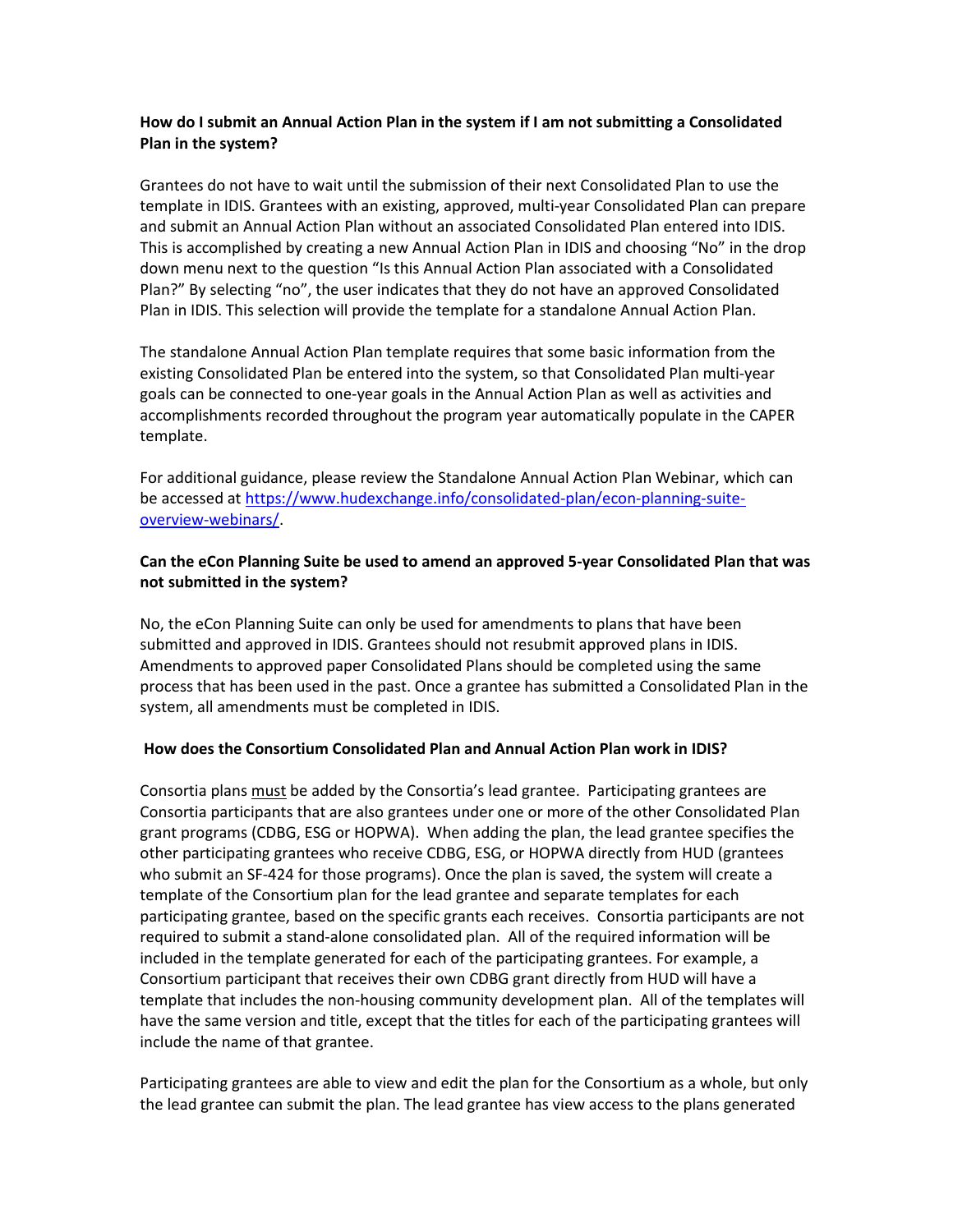**How do I submit an Annual Action Plan in the system if I am not submitting a Consolidated Plan in the system?**

Grantees do not have to wait until the submission of their next Consolidated Plan to use the template in IDIS. Grantees with an existing, approved, multi-year Consolidated Plan can prepare and submit an Annual Action Plan without an associated Consolidated Plan entered into IDIS. This is accomplished by creating a new Annual Action Plan in IDIS and choosing "No" in the drop down menu next to the question "Is this Annual Action Plan associated with a Consolidated Plan?" By selecting "no", the user indicates that they do not have an approved Consolidated Plan in IDIS. This selection will provide the template for a standalone Annual Action Plan.

The standalone Annual Action Plan template requires that some basic information from the existing Consolidated Plan be entered into the system, so that Consolidated Plan multi-year goals can be connected to one-year goals in the Annual Action Plan as well as activities and accomplishments recorded throughout the program year automatically populate in the CAPER template.

For additional guidance, please review the Standalone Annual Action Plan Webinar, which can be accessed at [https://www.hudexchange.info/consolidated-plan/econ-planning-suite-overview-webinars/](https://www.hudexchange.info/consolidated-plan/econ-planning-suite-overview-webinars/).

**Can the eCon Planning Suite be used to amend an approved 5-year Consolidated Plan that was not submitted in the system?**

No, the eCon Planning Suite can only be used for amendments to plans that have been submitted and approved in IDIS. Grantees should not resubmit approved plans in IDIS. Amendments to approved paper Consolidated Plans should be completed using the same process that has been used in the past. Once a grantee has submitted a Consolidated Plan in the system, all amendments must be completed in IDIS.

**How does the Consortium Consolidated Plan and Annual Action Plan work in IDIS?**

Consortia plans <u>must</u> be added by the Consortia's lead grantee. Participating grantees are Consortia participants that are also grantees under one or more of the other Consolidated Plan grant programs (CDBG, ESG or HOPWA). When adding the plan, the lead grantee specifies the other participating grantees who receive CDBG, ESG, or HOPWA directly from HUD (grantees who submit an SF-424 for those programs). Once the plan is saved, the system will create a template of the Consortium plan for the lead grantee and separate templates for each participating grantee, based on the specific grants each receives. Consortia participants are not required to submit a stand-alone consolidated plan. All of the required information will be included in the template generated for each of the participating grantees. For example, a Consortium participant that receives their own CDBG grant directly from HUD will have a template that includes the non-housing community development plan. All of the templates will have the same version and title, except that the titles for each of the participating grantees will include the name of that grantee.

Participating grantees are able to view and edit the plan for the Consortium as a whole, but only the lead grantee can submit the plan. The lead grantee has view access to the plans generated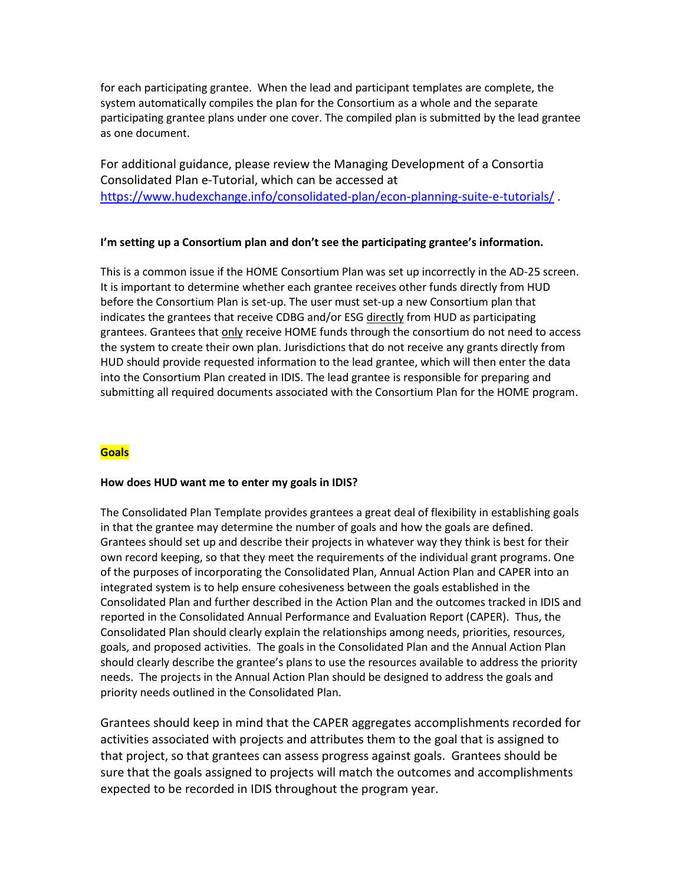for each participating grantee. When the lead and participant templates are complete, the system automatically compiles the plan for the Consortium as a whole and the separate participating grantee plans under one cover. The compiled plan is submitted by the lead grantee as one document.

For additional guidance, please review the Managing Development of a Consortia Consolidated Plan e-Tutorial, which can be accessed at [https://www.hudexchange.info/consolidated-plan/econ-planning-suite-e-tutorials/](https://www.hudexchange.info/consolidated-plan/econ-planning-suite-e-tutorials/) .

**I'm setting up a Consortium plan and don't see the participating grantee's information.**

This is a common issue if the HOME Consortium Plan was set up incorrectly in the AD-25 screen. It is important to determine whether each grantee receives other funds directly from HUD before the Consortium Plan is set-up. The user must set-up a new Consortium plan that indicates the grantees that receive CDBG and/or ESG directly from HUD as participating grantees. Grantees that only receive HOME funds through the consortium do not need to access the system to create their own plan. Jurisdictions that do not receive any grants directly from HUD should provide requested information to the lead grantee, which will then enter the data into the Consortium Plan created in IDIS. The lead grantee is responsible for preparing and submitting all required documents associated with the Consortium Plan for the HOME program.

## Goals

**How does HUD want me to enter my goals in IDIS?**

The Consolidated Plan Template provides grantees a great deal of flexibility in establishing goals in that the grantee may determine the number of goals and how the goals are defined. Grantees should set up and describe their projects in whatever way they think is best for their own record keeping, so that they meet the requirements of the individual grant programs. One of the purposes of incorporating the Consolidated Plan, Annual Action Plan and CAPER into an integrated system is to help ensure cohesiveness between the goals established in the Consolidated Plan and further described in the Action Plan and the outcomes tracked in IDIS and reported in the Consolidated Annual Performance and Evaluation Report (CAPER). Thus, the Consolidated Plan should clearly explain the relationships among needs, priorities, resources, goals, and proposed activities. The goals in the Consolidated Plan and the Annual Action Plan should clearly describe the grantee's plans to use the resources available to address the priority needs. The projects in the Annual Action Plan should be designed to address the goals and priority needs outlined in the Consolidated Plan.

Grantees should keep in mind that the CAPER aggregates accomplishments recorded for activities associated with projects and attributes them to the goal that is assigned to that project, so that grantees can assess progress against goals. Grantees should be sure that the goals assigned to projects will match the outcomes and accomplishments expected to be recorded in IDIS throughout the program year.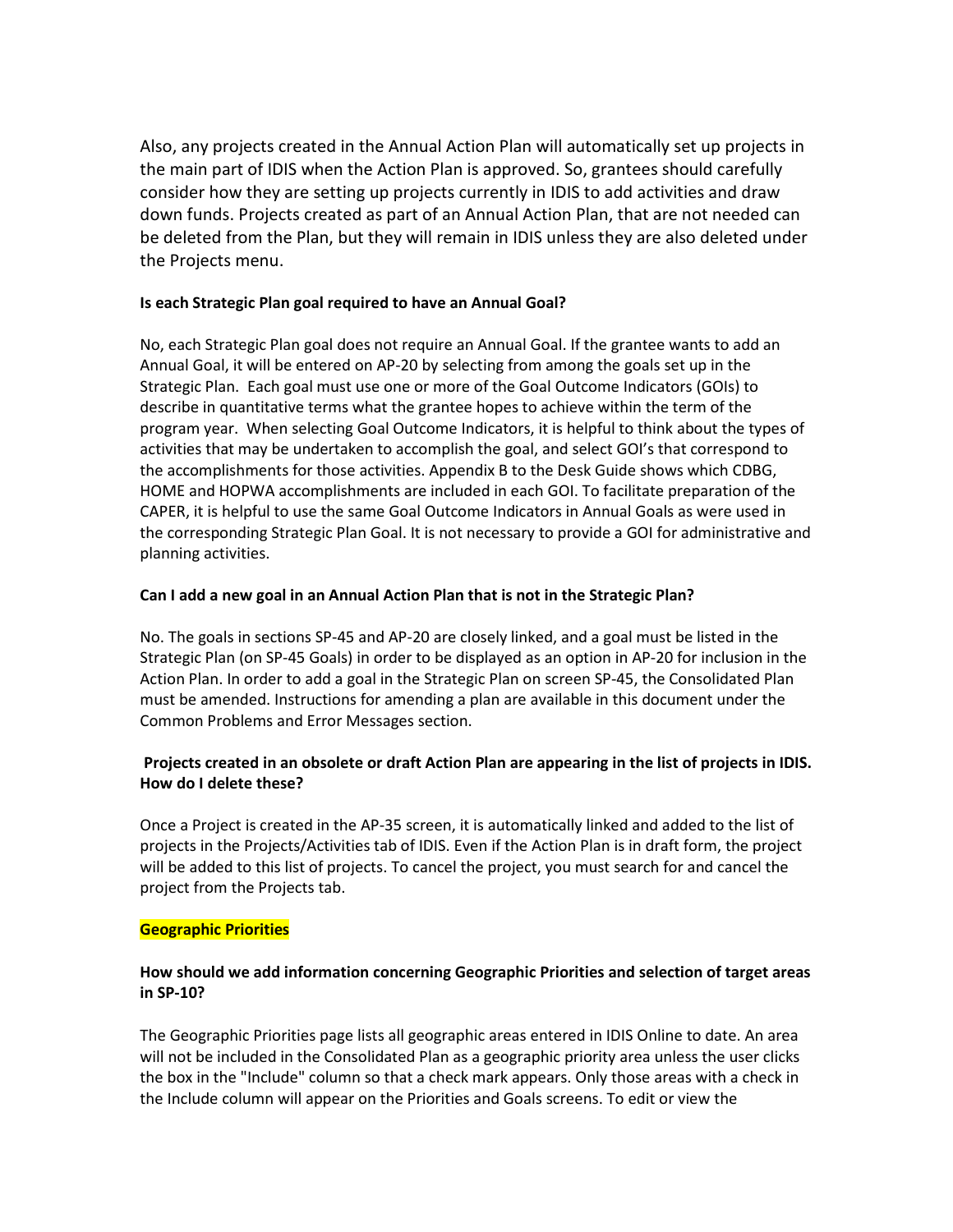Also, any projects created in the Annual Action Plan will automatically set up projects in the main part of IDIS when the Action Plan is approved. So, grantees should carefully consider how they are setting up projects currently in IDIS to add activities and draw down funds. Projects created as part of an Annual Action Plan, that are not needed can be deleted from the Plan, but they will remain in IDIS unless they are also deleted under the Projects menu.

**Is each Strategic Plan goal required to have an Annual Goal?**

No, each Strategic Plan goal does not require an Annual Goal. If the grantee wants to add an Annual Goal, it will be entered on AP-20 by selecting from among the goals set up in the Strategic Plan. Each goal must use one or more of the Goal Outcome Indicators (GOIs) to describe in quantitative terms what the grantee hopes to achieve within the term of the program year. When selecting Goal Outcome Indicators, it is helpful to think about the types of activities that may be undertaken to accomplish the goal, and select GOI's that correspond to the accomplishments for those activities. Appendix B to the Desk Guide shows which CDBG, HOME and HOPWA accomplishments are included in each GOI. To facilitate preparation of the CAPER, it is helpful to use the same Goal Outcome Indicators in Annual Goals as were used in the corresponding Strategic Plan Goal. It is not necessary to provide a GOI for administrative and planning activities.

**Can I add a new goal in an Annual Action Plan that is not in the Strategic Plan?**

No. The goals in sections SP-45 and AP-20 are closely linked, and a goal must be listed in the Strategic Plan (on SP-45 Goals) in order to be displayed as an option in AP-20 for inclusion in the Action Plan. In order to add a goal in the Strategic Plan on screen SP-45, the Consolidated Plan must be amended. Instructions for amending a plan are available in this document under the Common Problems and Error Messages section.

**Projects created in an obsolete or draft Action Plan are appearing in the list of projects in IDIS. How do I delete these?**

Once a Project is created in the AP-35 screen, it is automatically linked and added to the list of projects in the Projects/Activities tab of IDIS. Even if the Action Plan is in draft form, the project will be added to this list of projects. To cancel the project, you must search for and cancel the project from the Projects tab.

## Geographic Priorities

**How should we add information concerning Geographic Priorities and selection of target areas in SP-10?**

The Geographic Priorities page lists all geographic areas entered in IDIS Online to date. An area will not be included in the Consolidated Plan as a geographic priority area unless the user clicks the box in the "Include" column so that a check mark appears. Only those areas with a check in the Include column will appear on the Priorities and Goals screens. To edit or view the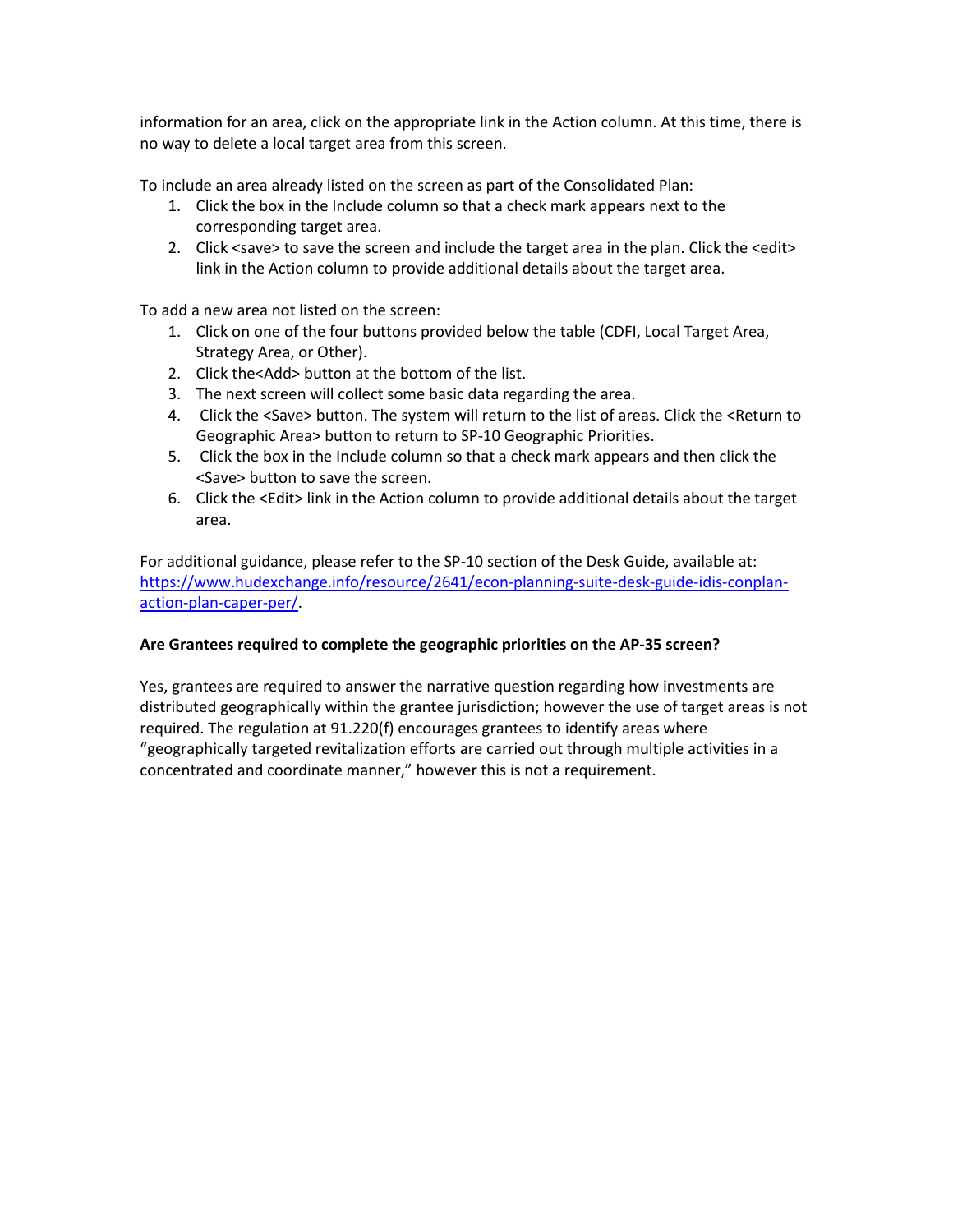information for an area, click on the appropriate link in the Action column. At this time, there is no way to delete a local target area from this screen.

To include an area already listed on the screen as part of the Consolidated Plan:

1. Click the box in the Include column so that a check mark appears next to the corresponding target area.
2. Click <save> to save the screen and include the target area in the plan. Click the <edit> link in the Action column to provide additional details about the target area.

To add a new area not listed on the screen:

1. Click on one of the four buttons provided below the table (CDFI, Local Target Area, Strategy Area, or Other).
2. Click the<Add> button at the bottom of the list.
3. The next screen will collect some basic data regarding the area.
4. Click the <Save> button. The system will return to the list of areas. Click the <Return to Geographic Area> button to return to SP-10 Geographic Priorities.
5. Click the box in the Include column so that a check mark appears and then click the <Save> button to save the screen.
6. Click the <Edit> link in the Action column to provide additional details about the target area.

For additional guidance, please refer to the SP-10 section of the Desk Guide, available at: [https://www.hudexchange.info/resource/2641/econ-planning-suite-desk-guide-idis-conplan-action-plan-caper-per/](https://www.hudexchange.info/resource/2641/econ-planning-suite-desk-guide-idis-conplan-action-plan-caper-per/).

**Are Grantees required to complete the geographic priorities on the AP-35 screen?**

Yes, grantees are required to answer the narrative question regarding how investments are distributed geographically within the grantee jurisdiction; however the use of target areas is not required. The regulation at 91.220(f) encourages grantees to identify areas where "geographically targeted revitalization efforts are carried out through multiple activities in a concentrated and coordinate manner," however this is not a requirement.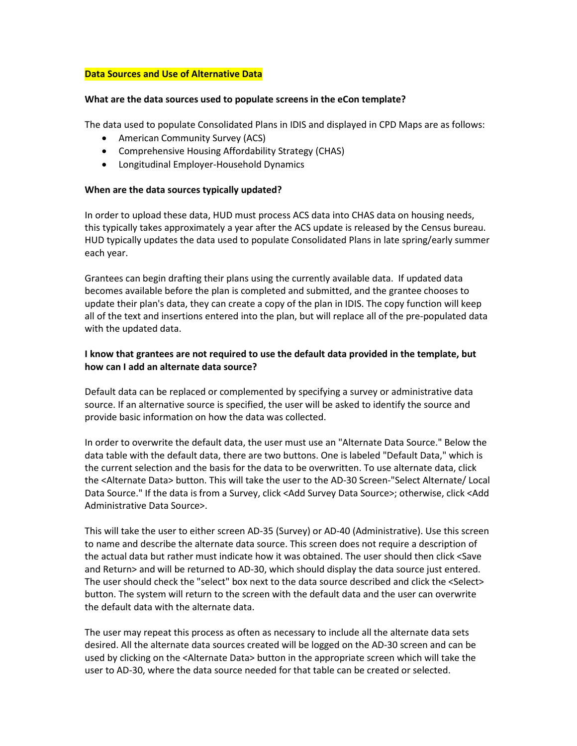## Data Sources and Use of Alternative Data

**What are the data sources used to populate screens in the eCon template?**

The data used to populate Consolidated Plans in IDIS and displayed in CPD Maps are as follows:

- American Community Survey (ACS)
- Comprehensive Housing Affordability Strategy (CHAS)
- Longitudinal Employer-Household Dynamics

**When are the data sources typically updated?**

In order to upload these data, HUD must process ACS data into CHAS data on housing needs, this typically takes approximately a year after the ACS update is released by the Census bureau. HUD typically updates the data used to populate Consolidated Plans in late spring/early summer each year.

Grantees can begin drafting their plans using the currently available data. If updated data becomes available before the plan is completed and submitted, and the grantee chooses to update their plan's data, they can create a copy of the plan in IDIS. The copy function will keep all of the text and insertions entered into the plan, but will replace all of the pre-populated data with the updated data.

**I know that grantees are not required to use the default data provided in the template, but how can I add an alternate data source?**

Default data can be replaced or complemented by specifying a survey or administrative data source. If an alternative source is specified, the user will be asked to identify the source and provide basic information on how the data was collected.

In order to overwrite the default data, the user must use an "Alternate Data Source." Below the data table with the default data, there are two buttons. One is labeled "Default Data," which is the current selection and the basis for the data to be overwritten. To use alternate data, click the <Alternate Data> button. This will take the user to the AD-30 Screen-"Select Alternate/ Local Data Source." If the data is from a Survey, click <Add Survey Data Source>; otherwise, click <Add Administrative Data Source>.

This will take the user to either screen AD-35 (Survey) or AD-40 (Administrative). Use this screen to name and describe the alternate data source. This screen does not require a description of the actual data but rather must indicate how it was obtained. The user should then click <Save and Return> and will be returned to AD-30, which should display the data source just entered. The user should check the "select" box next to the data source described and click the <Select> button. The system will return to the screen with the default data and the user can overwrite the default data with the alternate data.

The user may repeat this process as often as necessary to include all the alternate data sets desired. All the alternate data sources created will be logged on the AD-30 screen and can be used by clicking on the <Alternate Data> button in the appropriate screen which will take the user to AD-30, where the data source needed for that table can be created or selected.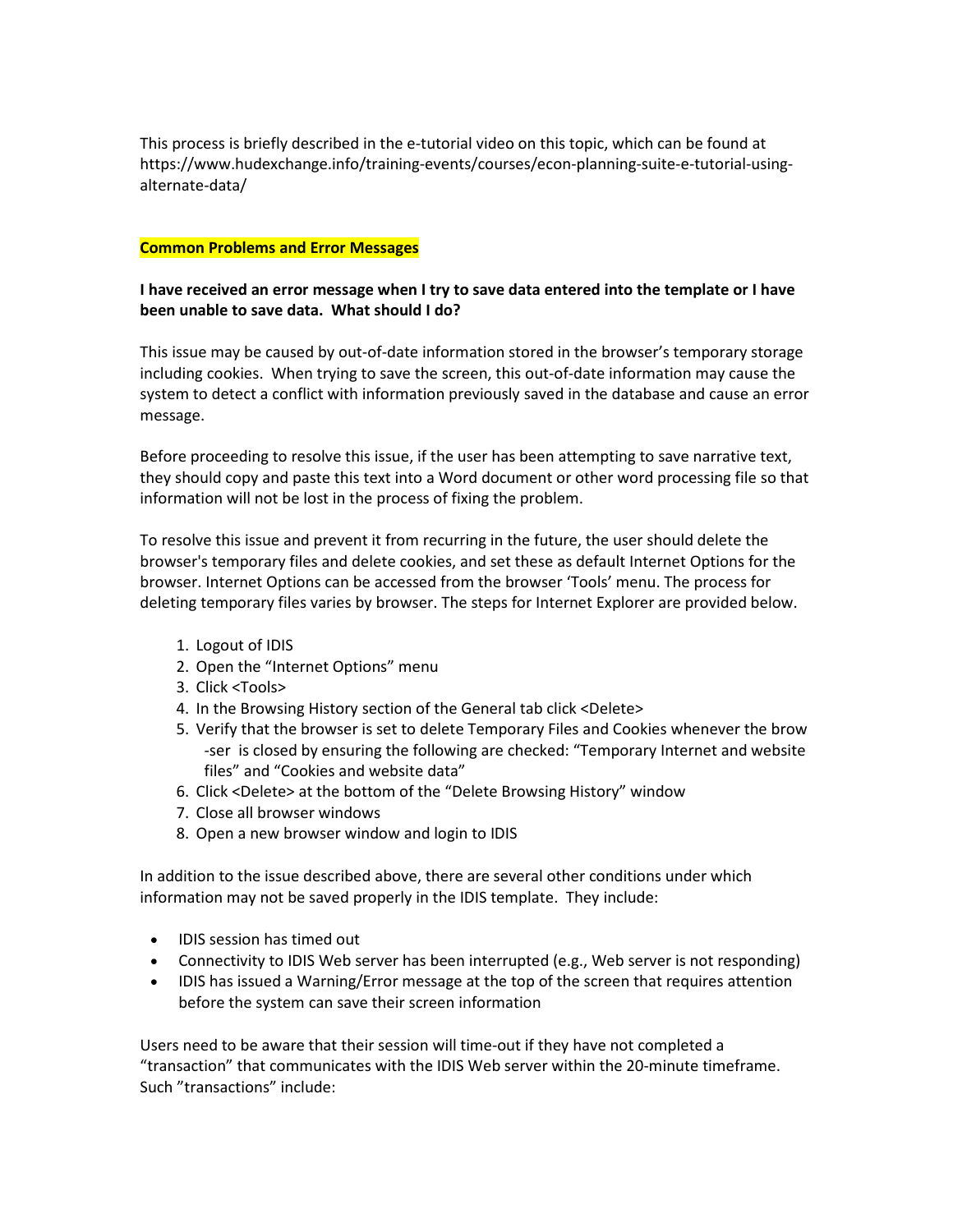This process is briefly described in the e-tutorial video on this topic, which can be found at https://www.hudexchange.info/training-events/courses/econ-planning-suite-e-tutorial-using-alternate-data/

## Common Problems and Error Messages

**I have received an error message when I try to save data entered into the template or I have been unable to save data. What should I do?**

This issue may be caused by out-of-date information stored in the browser's temporary storage including cookies. When trying to save the screen, this out-of-date information may cause the system to detect a conflict with information previously saved in the database and cause an error message.

Before proceeding to resolve this issue, if the user has been attempting to save narrative text, they should copy and paste this text into a Word document or other word processing file so that information will not be lost in the process of fixing the problem.

To resolve this issue and prevent it from recurring in the future, the user should delete the browser's temporary files and delete cookies, and set these as default Internet Options for the browser. Internet Options can be accessed from the browser 'Tools' menu. The process for deleting temporary files varies by browser. The steps for Internet Explorer are provided below.

1. Logout of IDIS
2. Open the "Internet Options" menu
3. Click <Tools>
4. In the Browsing History section of the General tab click <Delete>
5. Verify that the browser is set to delete Temporary Files and Cookies whenever the brow -ser is closed by ensuring the following are checked: "Temporary Internet and website files" and "Cookies and website data"
6. Click <Delete> at the bottom of the "Delete Browsing History" window
7. Close all browser windows
8. Open a new browser window and login to IDIS

In addition to the issue described above, there are several other conditions under which information may not be saved properly in the IDIS template. They include:

- IDIS session has timed out
- Connectivity to IDIS Web server has been interrupted (e.g., Web server is not responding)
- IDIS has issued a Warning/Error message at the top of the screen that requires attention before the system can save their screen information

Users need to be aware that their session will time-out if they have not completed a "transaction" that communicates with the IDIS Web server within the 20-minute timeframe. Such "transactions" include: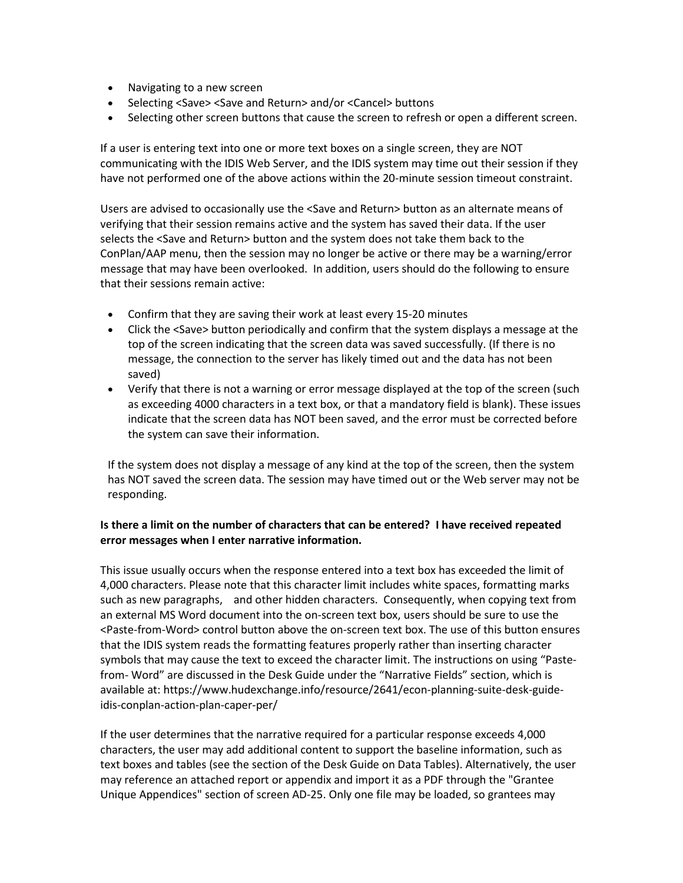- Navigating to a new screen
- Selecting <Save> <Save and Return> and/or <Cancel> buttons
- Selecting other screen buttons that cause the screen to refresh or open a different screen.

If a user is entering text into one or more text boxes on a single screen, they are NOT communicating with the IDIS Web Server, and the IDIS system may time out their session if they have not performed one of the above actions within the 20-minute session timeout constraint.

Users are advised to occasionally use the <Save and Return> button as an alternate means of verifying that their session remains active and the system has saved their data. If the user selects the <Save and Return> button and the system does not take them back to the ConPlan/AAP menu, then the session may no longer be active or there may be a warning/error message that may have been overlooked. In addition, users should do the following to ensure that their sessions remain active:

- Confirm that they are saving their work at least every 15-20 minutes
- Click the <Save> button periodically and confirm that the system displays a message at the top of the screen indicating that the screen data was saved successfully. (If there is no message, the connection to the server has likely timed out and the data has not been saved)
- Verify that there is not a warning or error message displayed at the top of the screen (such as exceeding 4000 characters in a text box, or that a mandatory field is blank). These issues indicate that the screen data has NOT been saved, and the error must be corrected before the system can save their information.

If the system does not display a message of any kind at the top of the screen, then the system has NOT saved the screen data. The session may have timed out or the Web server may not be responding.

**Is there a limit on the number of characters that can be entered? I have received repeated error messages when I enter narrative information.**

This issue usually occurs when the response entered into a text box has exceeded the limit of 4,000 characters. Please note that this character limit includes white spaces, formatting marks such as new paragraphs, and other hidden characters. Consequently, when copying text from an external MS Word document into the on-screen text box, users should be sure to use the <Paste-from-Word> control button above the on-screen text box. The use of this button ensures that the IDIS system reads the formatting features properly rather than inserting character symbols that may cause the text to exceed the character limit. The instructions on using "Paste-from- Word" are discussed in the Desk Guide under the "Narrative Fields" section, which is available at: https://www.hudexchange.info/resource/2641/econ-planning-suite-desk-guide-idis-conplan-action-plan-caper-per/

If the user determines that the narrative required for a particular response exceeds 4,000 characters, the user may add additional content to support the baseline information, such as text boxes and tables (see the section of the Desk Guide on Data Tables). Alternatively, the user may reference an attached report or appendix and import it as a PDF through the "Grantee Unique Appendices" section of screen AD-25. Only one file may be loaded, so grantees may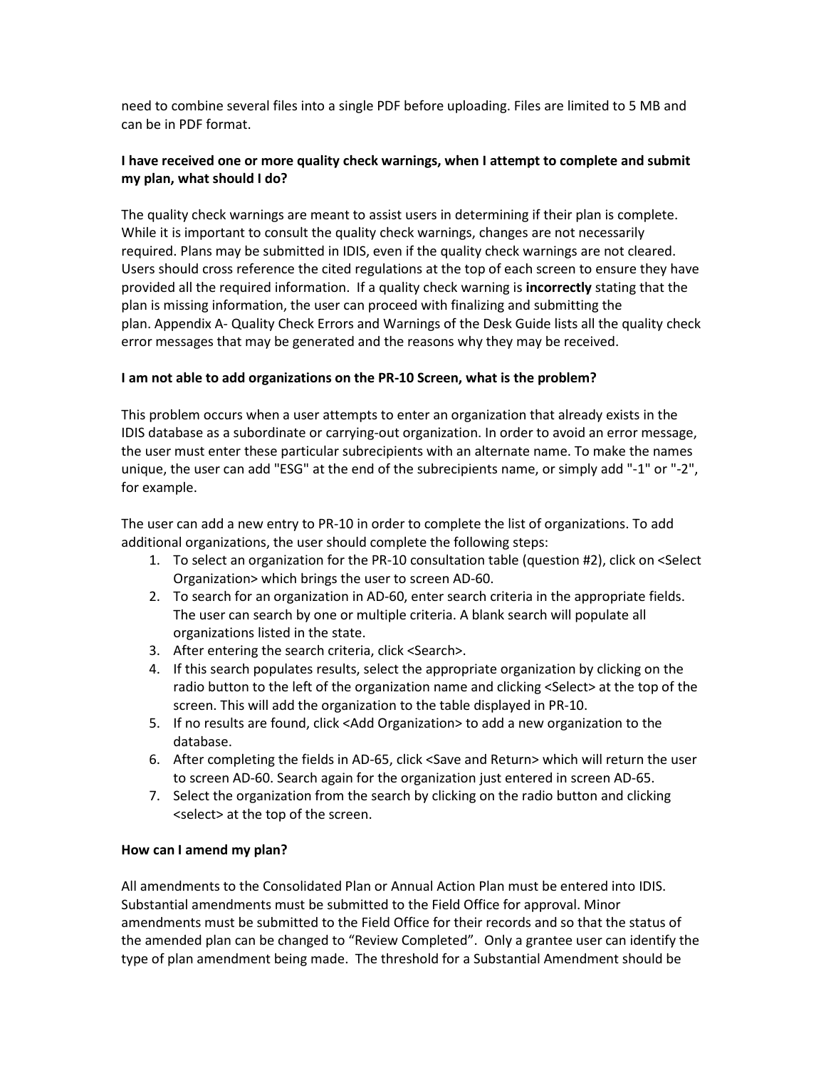need to combine several files into a single PDF before uploading. Files are limited to 5 MB and can be in PDF format.

**I have received one or more quality check warnings, when I attempt to complete and submit my plan, what should I do?**

The quality check warnings are meant to assist users in determining if their plan is complete. While it is important to consult the quality check warnings, changes are not necessarily required. Plans may be submitted in IDIS, even if the quality check warnings are not cleared. Users should cross reference the cited regulations at the top of each screen to ensure they have provided all the required information. If a quality check warning is **incorrectly** stating that the plan is missing information, the user can proceed with finalizing and submitting the plan. Appendix A- Quality Check Errors and Warnings of the Desk Guide lists all the quality check error messages that may be generated and the reasons why they may be received.

**I am not able to add organizations on the PR-10 Screen, what is the problem?**

This problem occurs when a user attempts to enter an organization that already exists in the IDIS database as a subordinate or carrying-out organization. In order to avoid an error message, the user must enter these particular subrecipients with an alternate name. To make the names unique, the user can add "ESG" at the end of the subrecipients name, or simply add "-1" or "-2", for example.

The user can add a new entry to PR-10 in order to complete the list of organizations. To add additional organizations, the user should complete the following steps:

1. To select an organization for the PR-10 consultation table (question #2), click on <Select Organization> which brings the user to screen AD-60.
2. To search for an organization in AD-60, enter search criteria in the appropriate fields. The user can search by one or multiple criteria. A blank search will populate all organizations listed in the state.
3. After entering the search criteria, click <Search>.
4. If this search populates results, select the appropriate organization by clicking on the radio button to the left of the organization name and clicking <Select> at the top of the screen. This will add the organization to the table displayed in PR-10.
5. If no results are found, click <Add Organization> to add a new organization to the database.
6. After completing the fields in AD-65, click <Save and Return> which will return the user to screen AD-60. Search again for the organization just entered in screen AD-65.
7. Select the organization from the search by clicking on the radio button and clicking <select> at the top of the screen.

**How can I amend my plan?**

All amendments to the Consolidated Plan or Annual Action Plan must be entered into IDIS. Substantial amendments must be submitted to the Field Office for approval. Minor amendments must be submitted to the Field Office for their records and so that the status of the amended plan can be changed to "Review Completed". Only a grantee user can identify the type of plan amendment being made. The threshold for a Substantial Amendment should be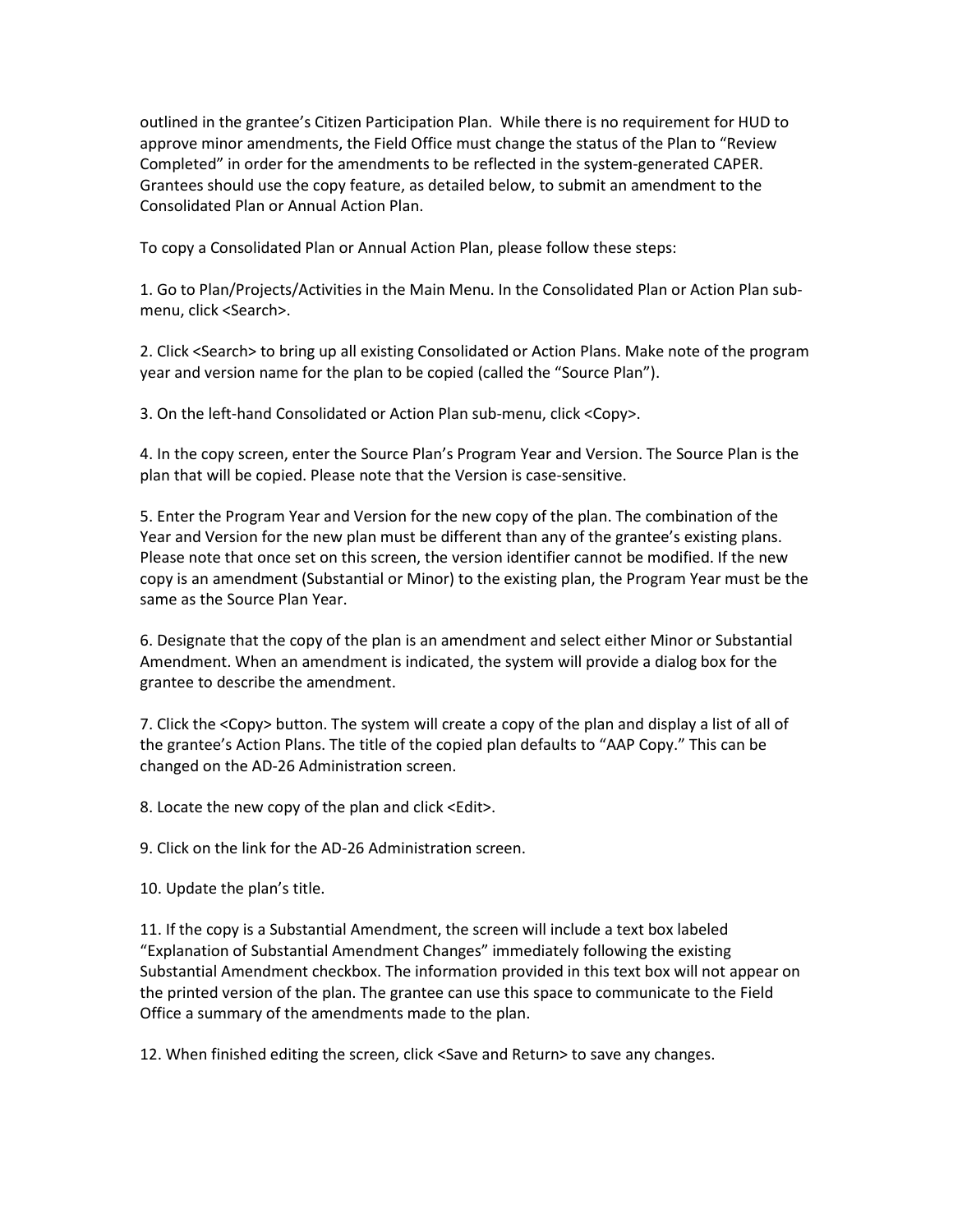outlined in the grantee's Citizen Participation Plan. While there is no requirement for HUD to approve minor amendments, the Field Office must change the status of the Plan to "Review Completed" in order for the amendments to be reflected in the system-generated CAPER. Grantees should use the copy feature, as detailed below, to submit an amendment to the Consolidated Plan or Annual Action Plan.

To copy a Consolidated Plan or Annual Action Plan, please follow these steps:

1. Go to Plan/Projects/Activities in the Main Menu. In the Consolidated Plan or Action Plan sub-menu, click <Search>.

2. Click <Search> to bring up all existing Consolidated or Action Plans. Make note of the program year and version name for the plan to be copied (called the "Source Plan").

3. On the left-hand Consolidated or Action Plan sub-menu, click <Copy>.

4. In the copy screen, enter the Source Plan's Program Year and Version. The Source Plan is the plan that will be copied. Please note that the Version is case-sensitive.

5. Enter the Program Year and Version for the new copy of the plan. The combination of the Year and Version for the new plan must be different than any of the grantee's existing plans. Please note that once set on this screen, the version identifier cannot be modified. If the new copy is an amendment (Substantial or Minor) to the existing plan, the Program Year must be the same as the Source Plan Year.

6. Designate that the copy of the plan is an amendment and select either Minor or Substantial Amendment. When an amendment is indicated, the system will provide a dialog box for the grantee to describe the amendment.

7. Click the <Copy> button. The system will create a copy of the plan and display a list of all of the grantee's Action Plans. The title of the copied plan defaults to "AAP Copy." This can be changed on the AD-26 Administration screen.

8. Locate the new copy of the plan and click <Edit>.

9. Click on the link for the AD-26 Administration screen.

10. Update the plan's title.

11. If the copy is a Substantial Amendment, the screen will include a text box labeled "Explanation of Substantial Amendment Changes" immediately following the existing Substantial Amendment checkbox. The information provided in this text box will not appear on the printed version of the plan. The grantee can use this space to communicate to the Field Office a summary of the amendments made to the plan.

12. When finished editing the screen, click <Save and Return> to save any changes.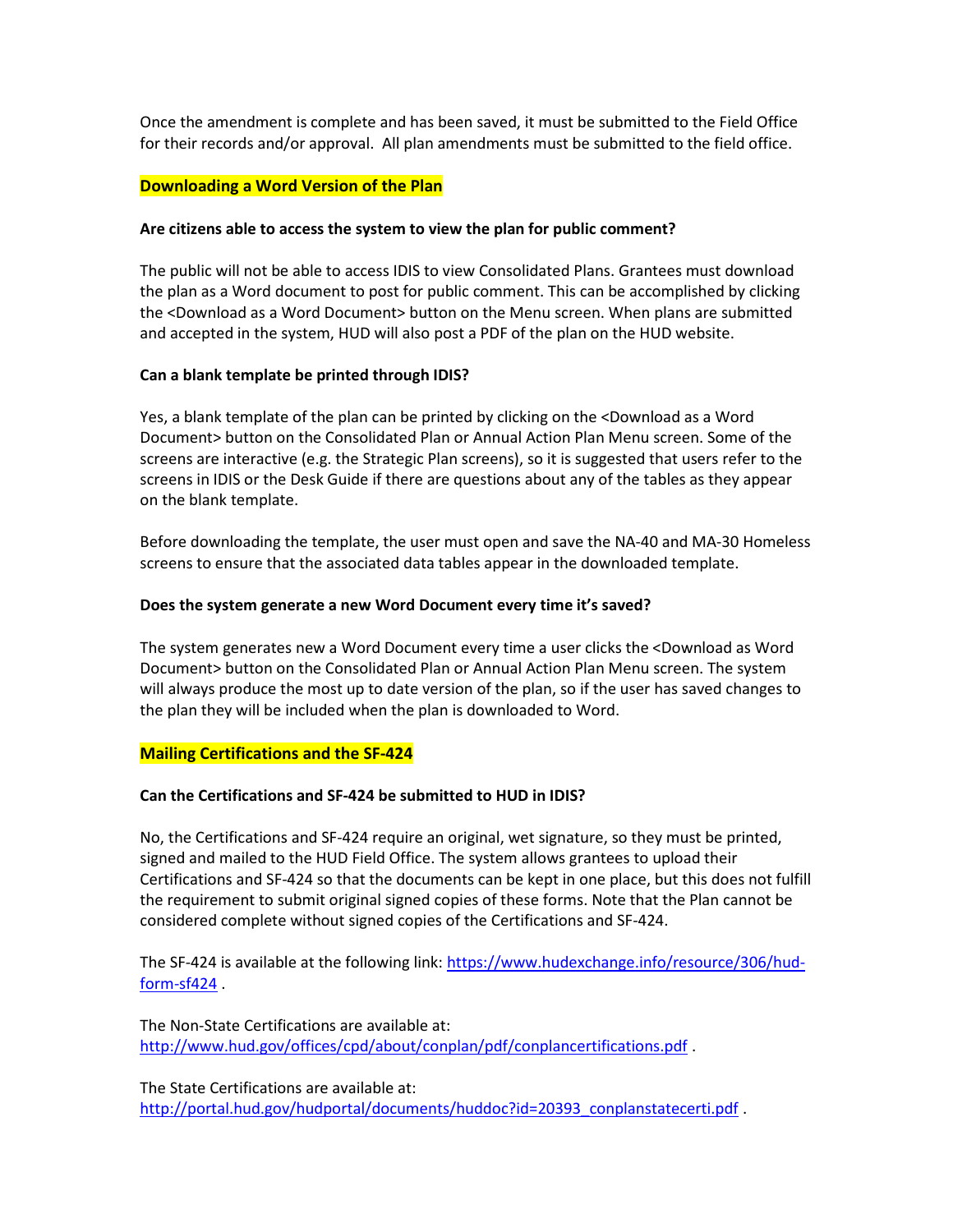Once the amendment is complete and has been saved, it must be submitted to the Field Office for their records and/or approval.  All plan amendments must be submitted to the field office.

## Downloading a Word Version of the Plan

**Are citizens able to access the system to view the plan for public comment?**

The public will not be able to access IDIS to view Consolidated Plans. Grantees must download the plan as a Word document to post for public comment. This can be accomplished by clicking the <Download as a Word Document> button on the Menu screen. When plans are submitted and accepted in the system, HUD will also post a PDF of the plan on the HUD website.

**Can a blank template be printed through IDIS?**

Yes, a blank template of the plan can be printed by clicking on the <Download as a Word Document> button on the Consolidated Plan or Annual Action Plan Menu screen. Some of the screens are interactive (e.g. the Strategic Plan screens), so it is suggested that users refer to the screens in IDIS or the Desk Guide if there are questions about any of the tables as they appear on the blank template.

Before downloading the template, the user must open and save the NA-40 and MA-30 Homeless screens to ensure that the associated data tables appear in the downloaded template.

**Does the system generate a new Word Document every time it's saved?**

The system generates new a Word Document every time a user clicks the <Download as Word Document> button on the Consolidated Plan or Annual Action Plan Menu screen. The system will always produce the most up to date version of the plan, so if the user has saved changes to the plan they will be included when the plan is downloaded to Word.

## Mailing Certifications and the SF-424

**Can the Certifications and SF-424 be submitted to HUD in IDIS?**

No, the Certifications and SF-424 require an original, wet signature, so they must be printed, signed and mailed to the HUD Field Office. The system allows grantees to upload their Certifications and SF-424 so that the documents can be kept in one place, but this does not fulfill the requirement to submit original signed copies of these forms. Note that the Plan cannot be considered complete without signed copies of the Certifications and SF-424.

The SF-424 is available at the following link: https://www.hudexchange.info/resource/306/hud-form-sf424 .

The Non-State Certifications are available at: http://www.hud.gov/offices/cpd/about/conplan/pdf/conplancertifications.pdf .

The State Certifications are available at: http://portal.hud.gov/hudportal/documents/huddoc?id=20393_conplanstatecerti.pdf .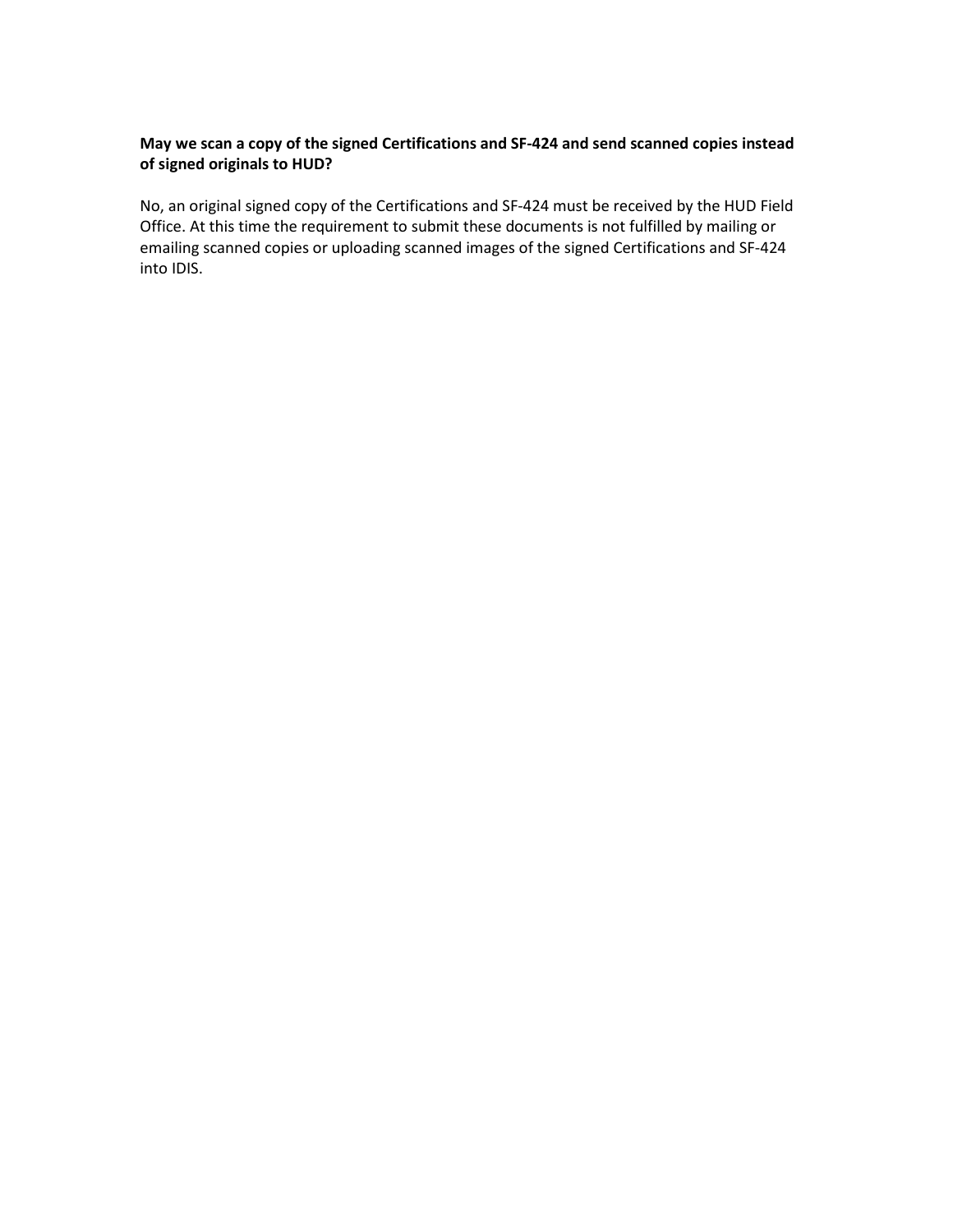**May we scan a copy of the signed Certifications and SF-424 and send scanned copies instead of signed originals to HUD?**

No, an original signed copy of the Certifications and SF-424 must be received by the HUD Field Office. At this time the requirement to submit these documents is not fulfilled by mailing or emailing scanned copies or uploading scanned images of the signed Certifications and SF-424 into IDIS.